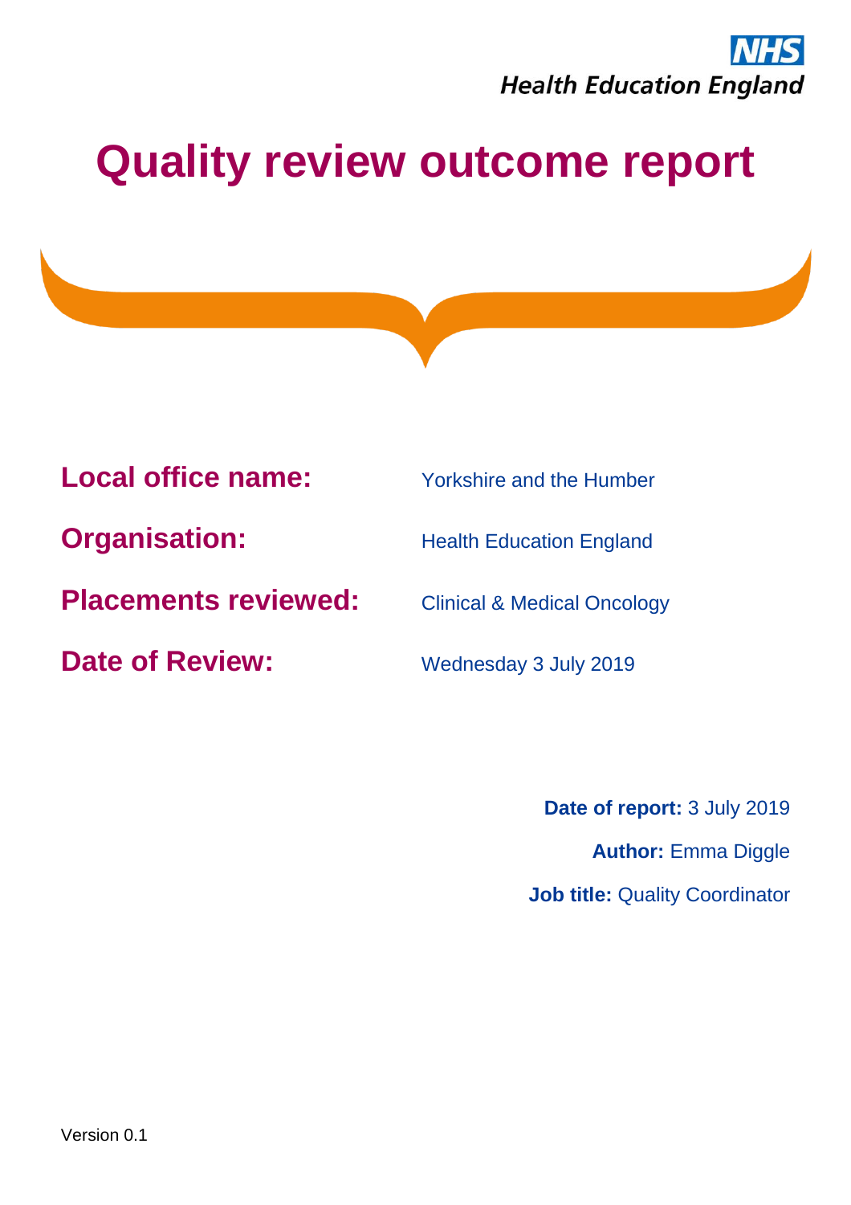NHS
Health Education England

# Quality review outcome report

**Local office name:** Yorkshire and the Humber

**Organisation:** Health Education England

**Placements reviewed:** Clinical & Medical Oncology

**Date of Review:** Wednesday 3 July 2019

**Date of report:** 3 July 2019

**Author:** Emma Diggle

**Job title:** Quality Coordinator

Version 0.1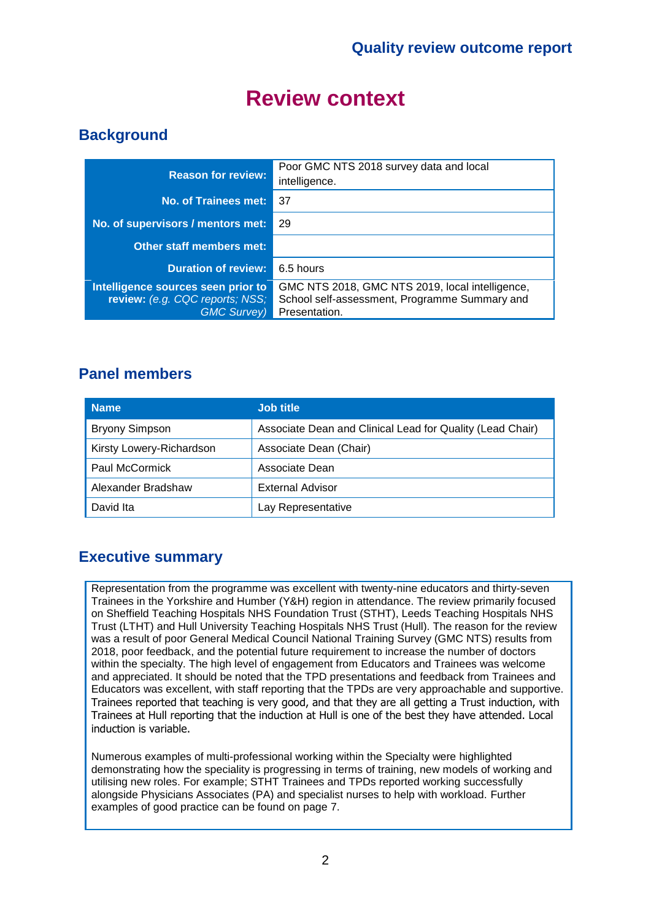# Review context

## Background

| | |
|---|---|
| **Reason for review:** | Poor GMC NTS 2018 survey data and local intelligence. |
| **No. of Trainees met:** | 37 |
| **No. of supervisors / mentors met:** | 29 |
| **Other staff members met:** | |
| **Duration of review:** | 6.5 hours |
| **Intelligence sources seen prior to review:** *(e.g. CQC reports; NSS; GMC Survey)* | GMC NTS 2018, GMC NTS 2019, local intelligence, School self-assessment, Programme Summary and Presentation. |

## Panel members

| Name | Job title |
|---|---|
| Bryony Simpson | Associate Dean and Clinical Lead for Quality (Lead Chair) |
| Kirsty Lowery-Richardson | Associate Dean (Chair) |
| Paul McCormick | Associate Dean |
| Alexander Bradshaw | External Advisor |
| David Ita | Lay Representative |

## Executive summary

Representation from the programme was excellent with twenty-nine educators and thirty-seven Trainees in the Yorkshire and Humber (Y&H) region in attendance. The review primarily focused on Sheffield Teaching Hospitals NHS Foundation Trust (STHT), Leeds Teaching Hospitals NHS Trust (LTHT) and Hull University Teaching Hospitals NHS Trust (Hull). The reason for the review was a result of poor General Medical Council National Training Survey (GMC NTS) results from 2018, poor feedback, and the potential future requirement to increase the number of doctors within the specialty. The high level of engagement from Educators and Trainees was welcome and appreciated. It should be noted that the TPD presentations and feedback from Trainees and Educators was excellent, with staff reporting that the TPDs are very approachable and supportive. Trainees reported that teaching is very good, and that they are all getting a Trust induction, with Trainees at Hull reporting that the induction at Hull is one of the best they have attended. Local induction is variable.

Numerous examples of multi-professional working within the Specialty were highlighted demonstrating how the speciality is progressing in terms of training, new models of working and utilising new roles. For example; STHT Trainees and TPDs reported working successfully alongside Physicians Associates (PA) and specialist nurses to help with workload. Further examples of good practice can be found on page 7.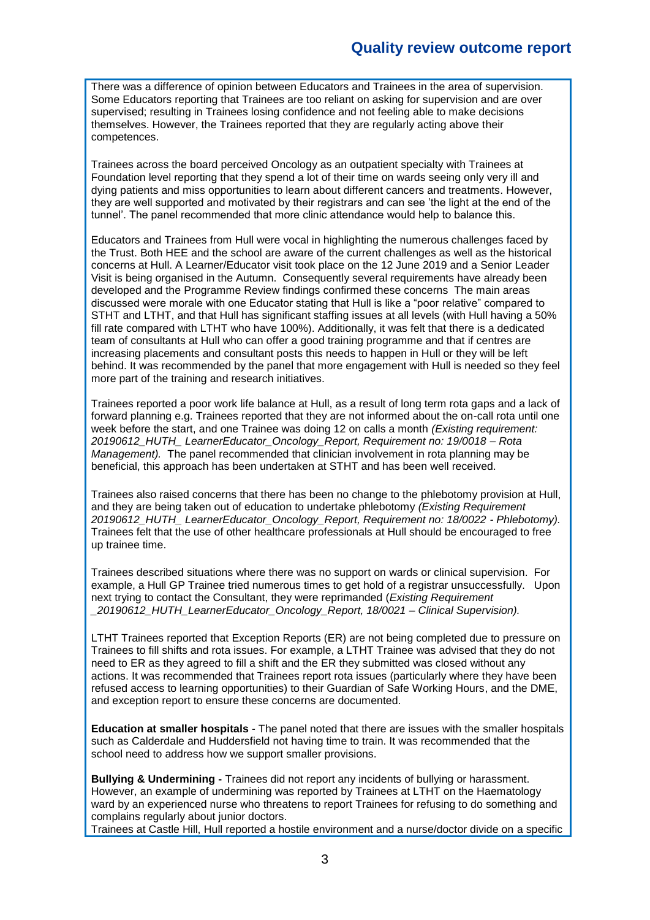There was a difference of opinion between Educators and Trainees in the area of supervision. Some Educators reporting that Trainees are too reliant on asking for supervision and are over supervised; resulting in Trainees losing confidence and not feeling able to make decisions themselves. However, the Trainees reported that they are regularly acting above their competences.

Trainees across the board perceived Oncology as an outpatient specialty with Trainees at Foundation level reporting that they spend a lot of their time on wards seeing only very ill and dying patients and miss opportunities to learn about different cancers and treatments. However, they are well supported and motivated by their registrars and can see 'the light at the end of the tunnel'. The panel recommended that more clinic attendance would help to balance this.

Educators and Trainees from Hull were vocal in highlighting the numerous challenges faced by the Trust. Both HEE and the school are aware of the current challenges as well as the historical concerns at Hull. A Learner/Educator visit took place on the 12 June 2019 and a Senior Leader Visit is being organised in the Autumn. Consequently several requirements have already been developed and the Programme Review findings confirmed these concerns The main areas discussed were morale with one Educator stating that Hull is like a "poor relative" compared to STHT and LTHT, and that Hull has significant staffing issues at all levels (with Hull having a 50% fill rate compared with LTHT who have 100%). Additionally, it was felt that there is a dedicated team of consultants at Hull who can offer a good training programme and that if centres are increasing placements and consultant posts this needs to happen in Hull or they will be left behind. It was recommended by the panel that more engagement with Hull is needed so they feel more part of the training and research initiatives.

Trainees reported a poor work life balance at Hull, as a result of long term rota gaps and a lack of forward planning e.g. Trainees reported that they are not informed about the on-call rota until one week before the start, and one Trainee was doing 12 on calls a month *(Existing requirement: 20190612_HUTH_ LearnerEducator_Oncology_Report, Requirement no: 19/0018 – Rota Management).* The panel recommended that clinician involvement in rota planning may be beneficial, this approach has been undertaken at STHT and has been well received.

Trainees also raised concerns that there has been no change to the phlebotomy provision at Hull, and they are being taken out of education to undertake phlebotomy *(Existing Requirement 20190612_HUTH_ LearnerEducator_Oncology_Report, Requirement no: 18/0022 - Phlebotomy).* Trainees felt that the use of other healthcare professionals at Hull should be encouraged to free up trainee time.

Trainees described situations where there was no support on wards or clinical supervision. For example, a Hull GP Trainee tried numerous times to get hold of a registrar unsuccessfully. Upon next trying to contact the Consultant, they were reprimanded (*Existing Requirement _20190612_HUTH_LearnerEducator_Oncology_Report, 18/0021 – Clinical Supervision).*

LTHT Trainees reported that Exception Reports (ER) are not being completed due to pressure on Trainees to fill shifts and rota issues. For example, a LTHT Trainee was advised that they do not need to ER as they agreed to fill a shift and the ER they submitted was closed without any actions. It was recommended that Trainees report rota issues (particularly where they have been refused access to learning opportunities) to their Guardian of Safe Working Hours, and the DME, and exception report to ensure these concerns are documented.

**Education at smaller hospitals** - The panel noted that there are issues with the smaller hospitals such as Calderdale and Huddersfield not having time to train. It was recommended that the school need to address how we support smaller provisions.

**Bullying & Undermining -** Trainees did not report any incidents of bullying or harassment. However, an example of undermining was reported by Trainees at LTHT on the Haematology ward by an experienced nurse who threatens to report Trainees for refusing to do something and complains regularly about junior doctors.
Trainees at Castle Hill, Hull reported a hostile environment and a nurse/doctor divide on a specific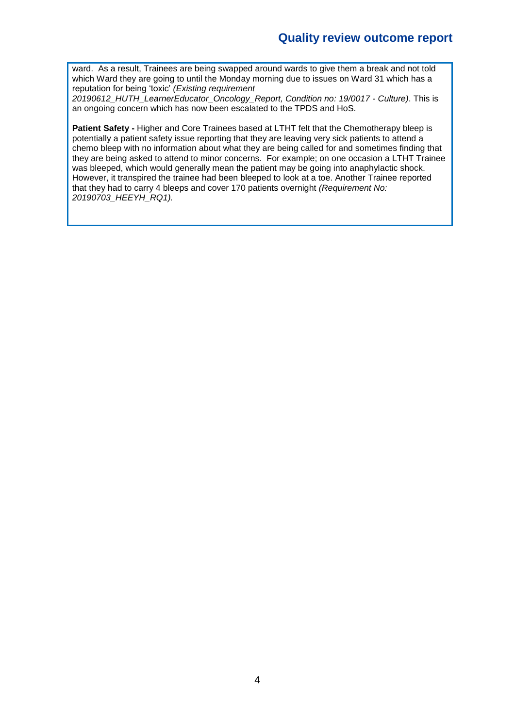ward. As a result, Trainees are being swapped around wards to give them a break and not told which Ward they are going to until the Monday morning due to issues on Ward 31 which has a reputation for being 'toxic' *(Existing requirement 20190612_HUTH_LearnerEducator_Oncology_Report, Condition no: 19/0017 - Culture)*. This is an ongoing concern which has now been escalated to the TPDS and HoS.

**Patient Safety -** Higher and Core Trainees based at LTHT felt that the Chemotherapy bleep is potentially a patient safety issue reporting that they are leaving very sick patients to attend a chemo bleep with no information about what they are being called for and sometimes finding that they are being asked to attend to minor concerns. For example; on one occasion a LTHT Trainee was bleeped, which would generally mean the patient may be going into anaphylactic shock. However, it transpired the trainee had been bleeped to look at a toe. Another Trainee reported that they had to carry 4 bleeps and cover 170 patients overnight *(Requirement No: 20190703_HEEYH_RQ1).*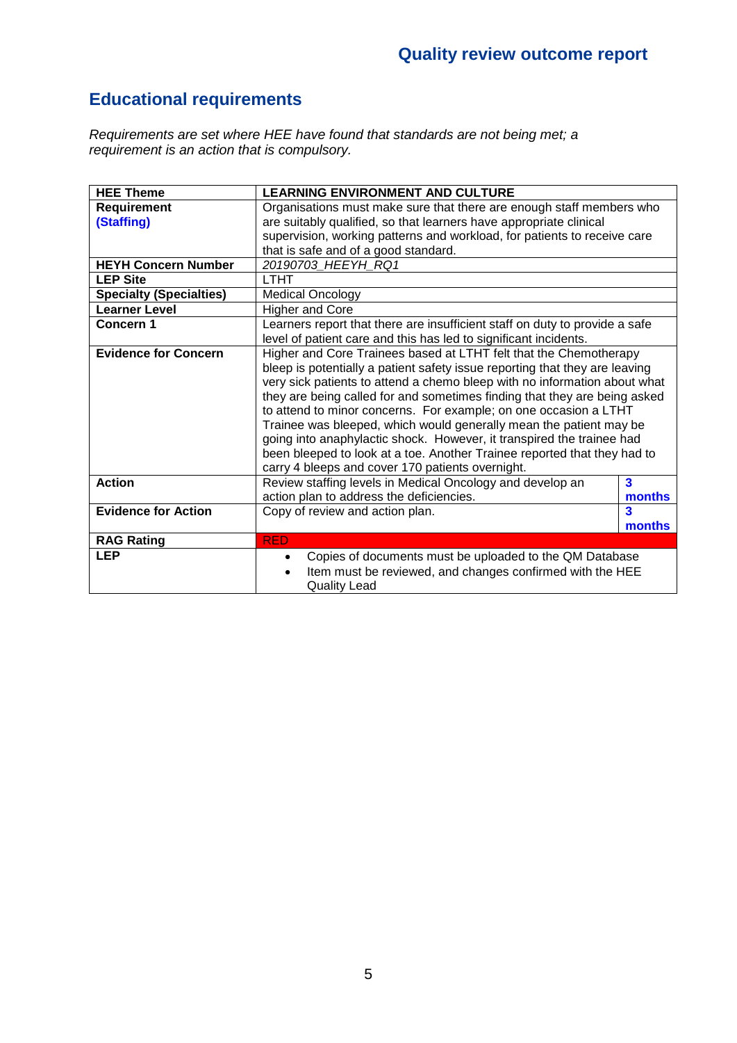## Educational requirements

*Requirements are set where HEE have found that standards are not being met; a requirement is an action that is compulsory.*

| **HEE Theme** | **LEARNING ENVIRONMENT AND CULTURE** | |
|---|---|---|
| **Requirement (Staffing)** | Organisations must make sure that there are enough staff members who are suitably qualified, so that learners have appropriate clinical supervision, working patterns and workload, for patients to receive care that is safe and of a good standard. | |
| **HEYH Concern Number** | *20190703_HEEYH_RQ1* | |
| **LEP Site** | LTHT | |
| **Specialty (Specialties)** | Medical Oncology | |
| **Learner Level** | Higher and Core | |
| **Concern 1** | Learners report that there are insufficient staff on duty to provide a safe level of patient care and this has led to significant incidents. | |
| **Evidence for Concern** | Higher and Core Trainees based at LTHT felt that the Chemotherapy bleep is potentially a patient safety issue reporting that they are leaving very sick patients to attend a chemo bleep with no information about what they are being called for and sometimes finding that they are being asked to attend to minor concerns. For example; on one occasion a LTHT Trainee was bleeped, which would generally mean the patient may be going into anaphylactic shock. However, it transpired the trainee had been bleeped to look at a toe. Another Trainee reported that they had to carry 4 bleeps and cover 170 patients overnight. | |
| **Action** | Review staffing levels in Medical Oncology and develop an action plan to address the deficiencies. | **3 months** |
| **Evidence for Action** | Copy of review and action plan. | **3 months** |
| **RAG Rating** | RED | |
| **LEP** | • Copies of documents must be uploaded to the QM Database<br>• Item must be reviewed, and changes confirmed with the HEE Quality Lead | |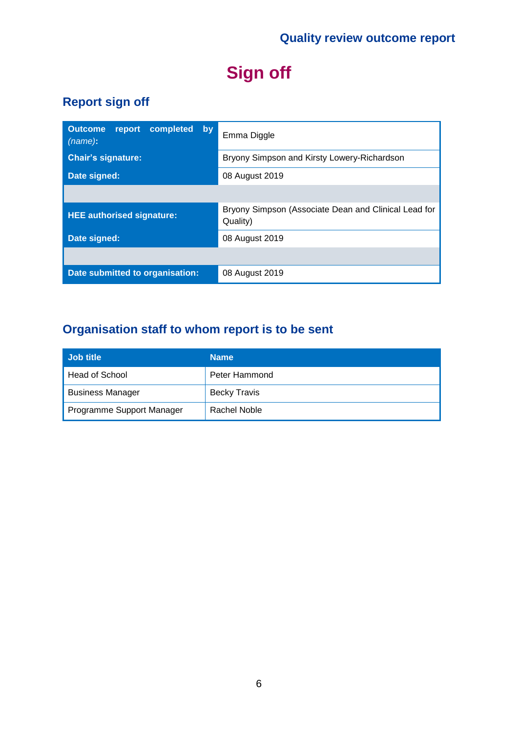# Sign off

## Report sign off

| | |
|---|---|
| **Outcome report completed by** *(name)*: | Emma Diggle |
| **Chair's signature:** | Bryony Simpson and Kirsty Lowery-Richardson |
| **Date signed:** | 08 August 2019 |
| | |
| **HEE authorised signature:** | Bryony Simpson (Associate Dean and Clinical Lead for Quality) |
| **Date signed:** | 08 August 2019 |
| | |
| **Date submitted to organisation:** | 08 August 2019 |

## Organisation staff to whom report is to be sent

| Job title | Name |
|---|---|
| Head of School | Peter Hammond |
| Business Manager | Becky Travis |
| Programme Support Manager | Rachel Noble |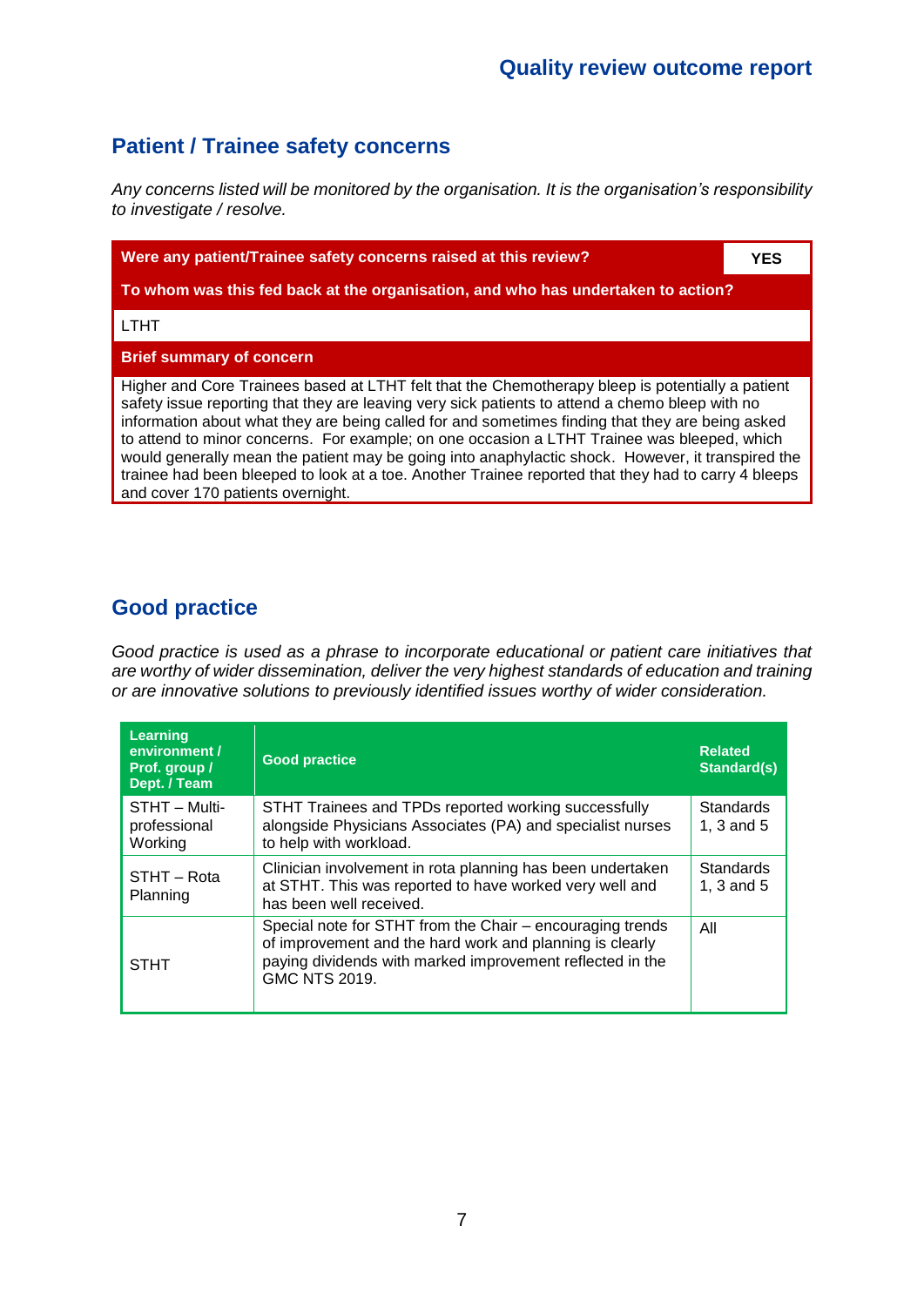## Patient / Trainee safety concerns

*Any concerns listed will be monitored by the organisation. It is the organisation's responsibility to investigate / resolve.*

| Were any patient/Trainee safety concerns raised at this review? | YES |
|---|---|
| **To whom was this fed back at the organisation, and who has undertaken to action?** | |
| LTHT | |
| **Brief summary of concern** | |
| Higher and Core Trainees based at LTHT felt that the Chemotherapy bleep is potentially a patient safety issue reporting that they are leaving very sick patients to attend a chemo bleep with no information about what they are being called for and sometimes finding that they are being asked to attend to minor concerns. For example; on one occasion a LTHT Trainee was bleeped, which would generally mean the patient may be going into anaphylactic shock. However, it transpired the trainee had been bleeped to look at a toe. Another Trainee reported that they had to carry 4 bleeps and cover 170 patients overnight. | |

## Good practice

*Good practice is used as a phrase to incorporate educational or patient care initiatives that are worthy of wider dissemination, deliver the very highest standards of education and training or are innovative solutions to previously identified issues worthy of wider consideration.*

| Learning environment / Prof. group / Dept. / Team | Good practice | Related Standard(s) |
|---|---|---|
| STHT – Multi-professional Working | STHT Trainees and TPDs reported working successfully alongside Physicians Associates (PA) and specialist nurses to help with workload. | Standards 1, 3 and 5 |
| STHT – Rota Planning | Clinician involvement in rota planning has been undertaken at STHT. This was reported to have worked very well and has been well received. | Standards 1, 3 and 5 |
| STHT | Special note for STHT from the Chair – encouraging trends of improvement and the hard work and planning is clearly paying dividends with marked improvement reflected in the GMC NTS 2019. | All |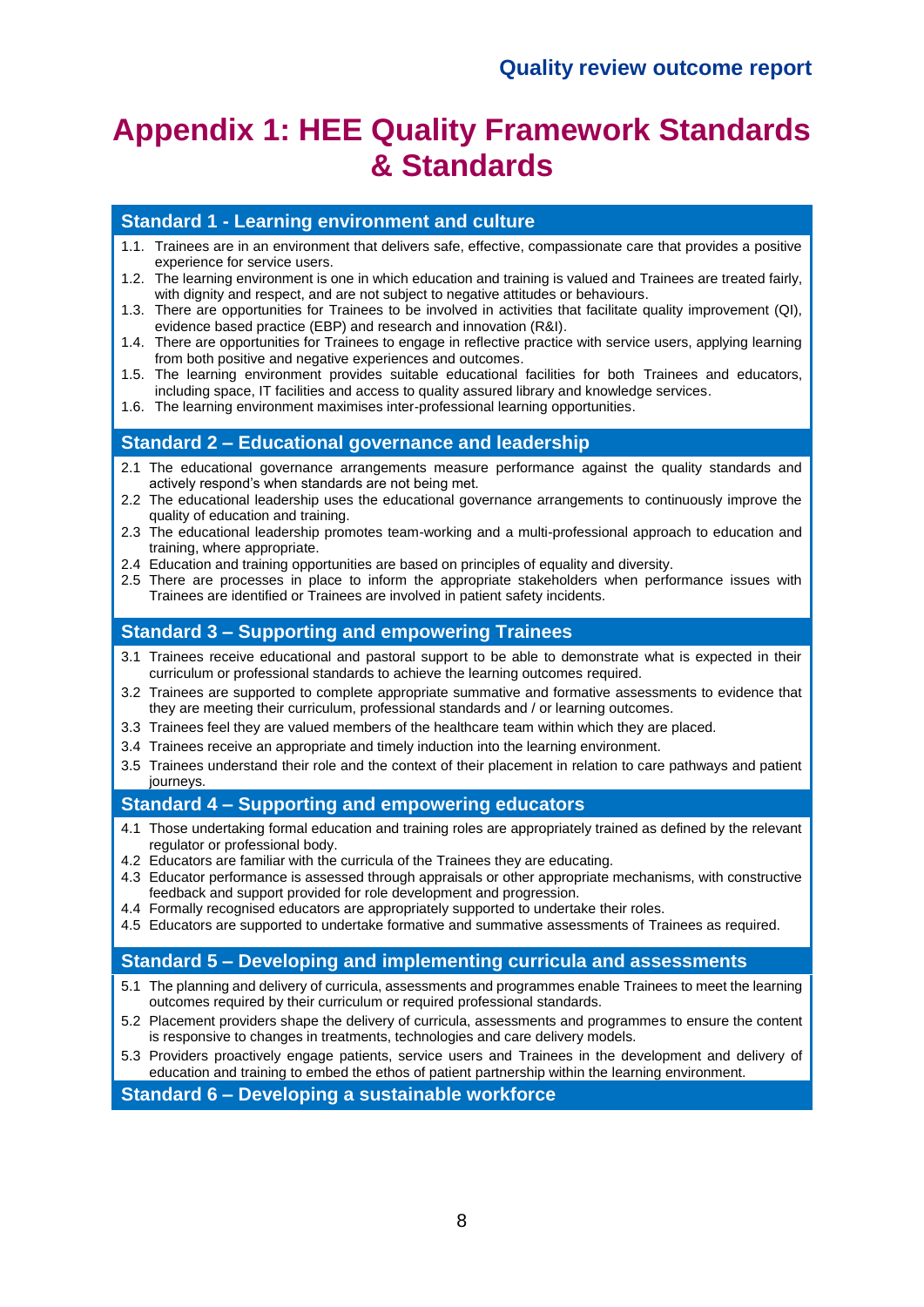# Appendix 1: HEE Quality Framework Standards & Standards

## Standard 1 - Learning environment and culture

1.1. Trainees are in an environment that delivers safe, effective, compassionate care that provides a positive experience for service users.
1.2. The learning environment is one in which education and training is valued and Trainees are treated fairly, with dignity and respect, and are not subject to negative attitudes or behaviours.
1.3. There are opportunities for Trainees to be involved in activities that facilitate quality improvement (QI), evidence based practice (EBP) and research and innovation (R&I).
1.4. There are opportunities for Trainees to engage in reflective practice with service users, applying learning from both positive and negative experiences and outcomes.
1.5. The learning environment provides suitable educational facilities for both Trainees and educators, including space, IT facilities and access to quality assured library and knowledge services.
1.6. The learning environment maximises inter-professional learning opportunities.

## Standard 2 – Educational governance and leadership

2.1 The educational governance arrangements measure performance against the quality standards and actively respond's when standards are not being met.
2.2 The educational leadership uses the educational governance arrangements to continuously improve the quality of education and training.
2.3 The educational leadership promotes team-working and a multi-professional approach to education and training, where appropriate.
2.4 Education and training opportunities are based on principles of equality and diversity.
2.5 There are processes in place to inform the appropriate stakeholders when performance issues with Trainees are identified or Trainees are involved in patient safety incidents.

## Standard 3 – Supporting and empowering Trainees

3.1 Trainees receive educational and pastoral support to be able to demonstrate what is expected in their curriculum or professional standards to achieve the learning outcomes required.
3.2 Trainees are supported to complete appropriate summative and formative assessments to evidence that they are meeting their curriculum, professional standards and / or learning outcomes.
3.3 Trainees feel they are valued members of the healthcare team within which they are placed.
3.4 Trainees receive an appropriate and timely induction into the learning environment.
3.5 Trainees understand their role and the context of their placement in relation to care pathways and patient journeys.

## Standard 4 – Supporting and empowering educators

4.1 Those undertaking formal education and training roles are appropriately trained as defined by the relevant regulator or professional body.
4.2 Educators are familiar with the curricula of the Trainees they are educating.
4.3 Educator performance is assessed through appraisals or other appropriate mechanisms, with constructive feedback and support provided for role development and progression.
4.4 Formally recognised educators are appropriately supported to undertake their roles.
4.5 Educators are supported to undertake formative and summative assessments of Trainees as required.

## Standard 5 – Developing and implementing curricula and assessments

5.1 The planning and delivery of curricula, assessments and programmes enable Trainees to meet the learning outcomes required by their curriculum or required professional standards.
5.2 Placement providers shape the delivery of curricula, assessments and programmes to ensure the content is responsive to changes in treatments, technologies and care delivery models.
5.3 Providers proactively engage patients, service users and Trainees in the development and delivery of education and training to embed the ethos of patient partnership within the learning environment.

## Standard 6 – Developing a sustainable workforce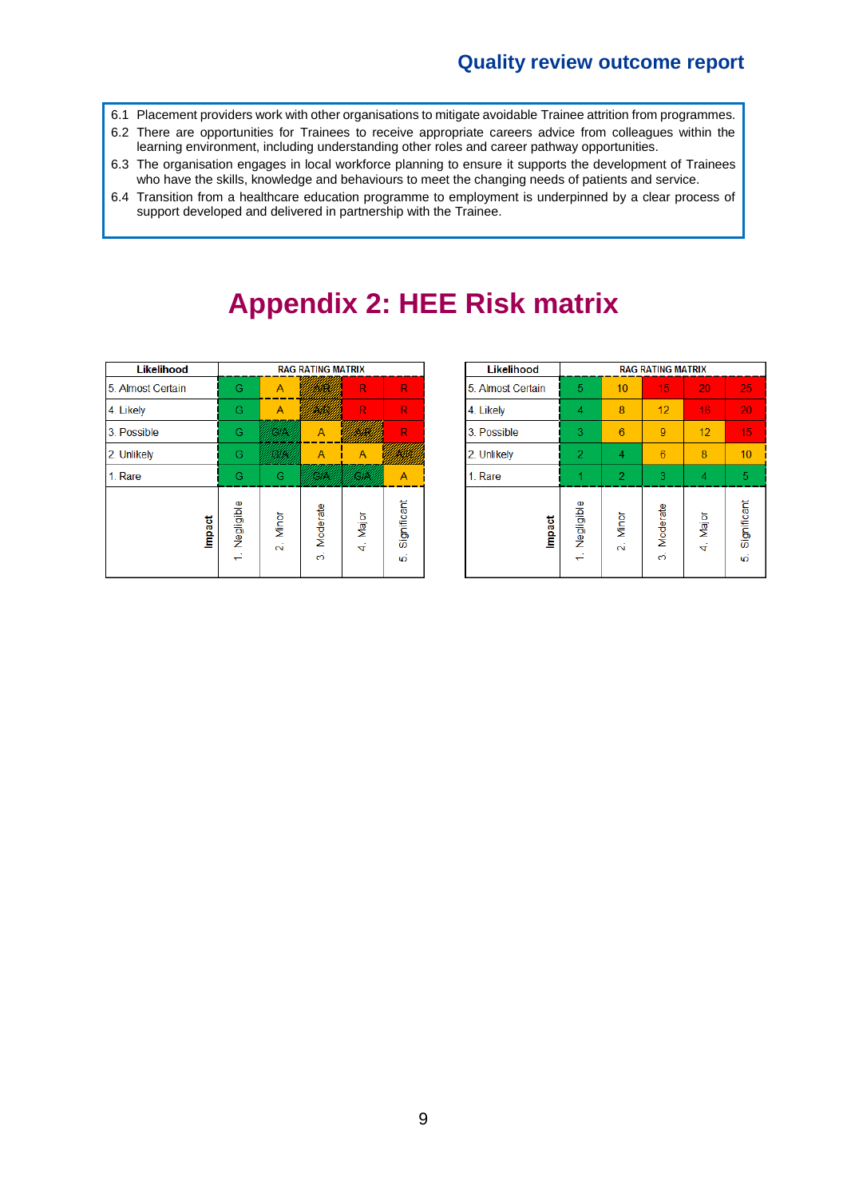6.1 Placement providers work with other organisations to mitigate avoidable Trainee attrition from programmes.
6.2 There are opportunities for Trainees to receive appropriate careers advice from colleagues within the learning environment, including understanding other roles and career pathway opportunities.
6.3 The organisation engages in local workforce planning to ensure it supports the development of Trainees who have the skills, knowledge and behaviours to meet the changing needs of patients and service.
6.4 Transition from a healthcare education programme to employment is underpinned by a clear process of support developed and delivered in partnership with the Trainee.

# Appendix 2: HEE Risk matrix

| Likelihood | RAG RATING MATRIX | | | | |
|---|---|---|---|---|---|
| 5. Almost Certain | G | A | A/R | R | R |
| 4. Likely | G | A | A/R | R | R |
| 3. Possible | G | G/A | A | A/R | R |
| 2. Unlikely | G | G/A | A | A | A/R |
| 1. Rare | G | G | G/A | G/A | A |
| **Impact** | 1. Negligible | 2. Minor | 3. Moderate | 4. Major | 5. Significant |

| Likelihood | RAG RATING MATRIX | | | | |
|---|---|---|---|---|---|
| 5. Almost Certain | 5 | 10 | 15 | 20 | 25 |
| 4. Likely | 4 | 8 | 12 | 16 | 20 |
| 3. Possible | 3 | 6 | 9 | 12 | 15 |
| 2. Unlikely | 2 | 4 | 6 | 8 | 10 |
| 1. Rare | 1 | 2 | 3 | 4 | 5 |
| **Impact** | 1. Negligible | 2. Minor | 3. Moderate | 4. Major | 5. Significant |